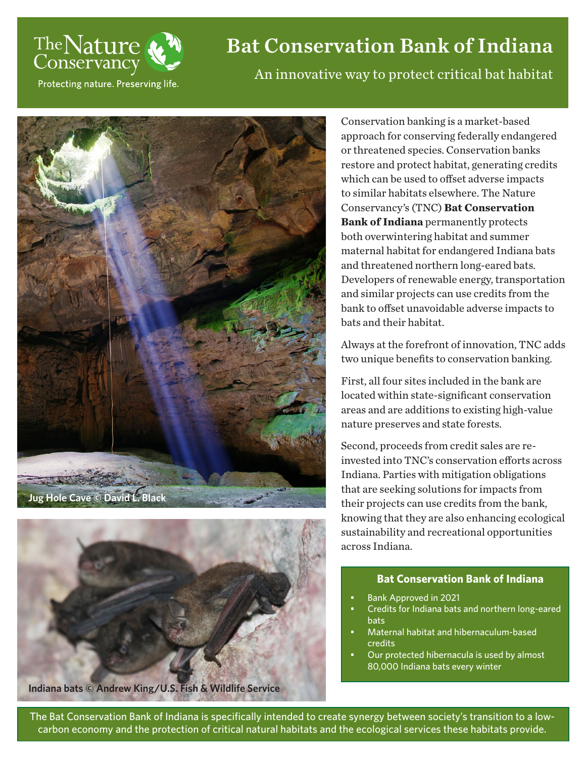The Nature Conservancy

Protecting nature. Preserving life.

# Bat Conservation Bank of Indiana

## An innovative way to protect critical bat habitat

Jug Hole Cave © David L. Black

Indiana bats © Andrew King/U.S. Fish & Wildlife Service

Conservation banking is a market-based approach for conserving federally endangered or threatened species. Conservation banks restore and protect habitat, generating credits which can be used to offset adverse impacts to similar habitats elsewhere. The Nature Conservancy's (TNC) **Bat Conservation Bank of Indiana** permanently protects both overwintering habitat and summer maternal habitat for endangered Indiana bats and threatened northern long-eared bats. Developers of renewable energy, transportation and similar projects can use credits from the bank to offset unavoidable adverse impacts to bats and their habitat.

Always at the forefront of innovation, TNC adds two unique benefits to conservation banking.

First, all four sites included in the bank are located within state-significant conservation areas and are additions to existing high-value nature preserves and state forests.

Second, proceeds from credit sales are re-invested into TNC's conservation efforts across Indiana. Parties with mitigation obligations that are seeking solutions for impacts from their projects can use credits from the bank, knowing that they are also enhancing ecological sustainability and recreational opportunities across Indiana.

### Bat Conservation Bank of Indiana

- Bank Approved in 2021
- Credits for Indiana bats and northern long-eared bats
- Maternal habitat and hibernaculum-based credits
- Our protected hibernacula is used by almost 80,000 Indiana bats every winter

The Bat Conservation Bank of Indiana is specifically intended to create synergy between society's transition to a low-carbon economy and the protection of critical natural habitats and the ecological services these habitats provide.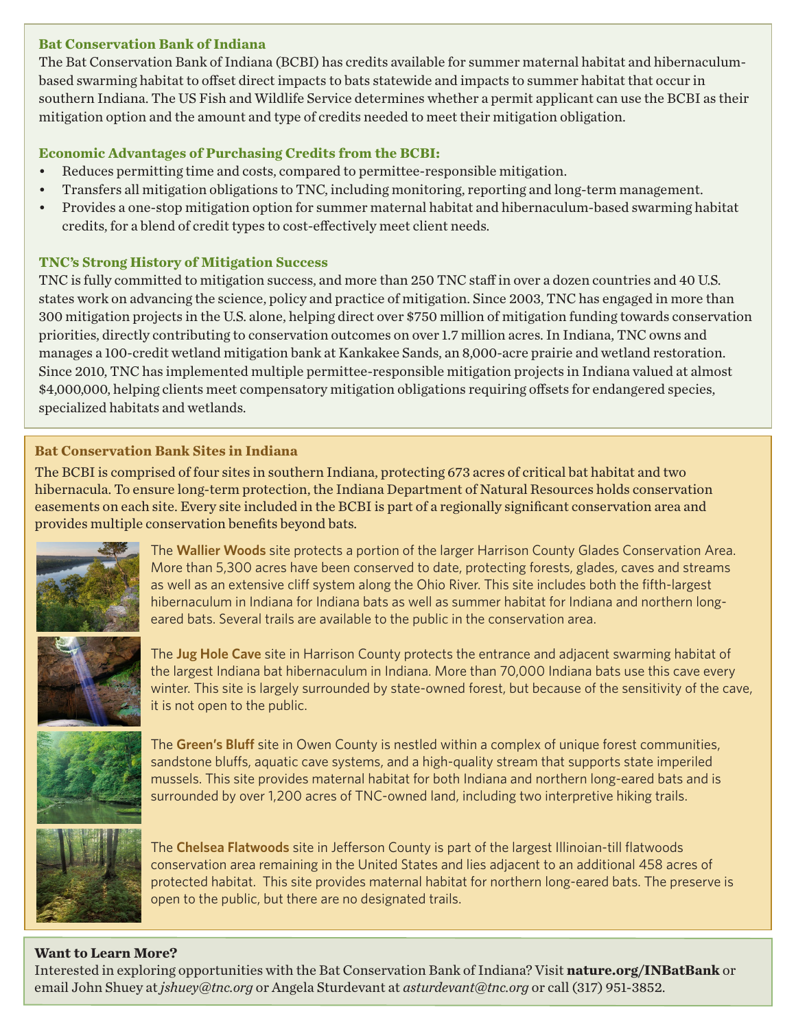## Bat Conservation Bank of Indiana

The Bat Conservation Bank of Indiana (BCBI) has credits available for summer maternal habitat and hibernaculum-based swarming habitat to offset direct impacts to bats statewide and impacts to summer habitat that occur in southern Indiana. The US Fish and Wildlife Service determines whether a permit applicant can use the BCBI as their mitigation option and the amount and type of credits needed to meet their mitigation obligation.

### Economic Advantages of Purchasing Credits from the BCBI:

- Reduces permitting time and costs, compared to permittee-responsible mitigation.
- Transfers all mitigation obligations to TNC, including monitoring, reporting and long-term management.
- Provides a one-stop mitigation option for summer maternal habitat and hibernaculum-based swarming habitat credits, for a blend of credit types to cost-effectively meet client needs.

### TNC's Strong History of Mitigation Success

TNC is fully committed to mitigation success, and more than 250 TNC staff in over a dozen countries and 40 U.S. states work on advancing the science, policy and practice of mitigation. Since 2003, TNC has engaged in more than 300 mitigation projects in the U.S. alone, helping direct over $750 million of mitigation funding towards conservation priorities, directly contributing to conservation outcomes on over 1.7 million acres. In Indiana, TNC owns and manages a 100-credit wetland mitigation bank at Kankakee Sands, an 8,000-acre prairie and wetland restoration. Since 2010, TNC has implemented multiple permittee-responsible mitigation projects in Indiana valued at almost $4,000,000, helping clients meet compensatory mitigation obligations requiring offsets for endangered species, specialized habitats and wetlands.

## Bat Conservation Bank Sites in Indiana

The BCBI is comprised of four sites in southern Indiana, protecting 673 acres of critical bat habitat and two hibernacula. To ensure long-term protection, the Indiana Department of Natural Resources holds conservation easements on each site. Every site included in the BCBI is part of a regionally significant conservation area and provides multiple conservation benefits beyond bats.

The **Wallier Woods** site protects a portion of the larger Harrison County Glades Conservation Area. More than 5,300 acres have been conserved to date, protecting forests, glades, caves and streams as well as an extensive cliff system along the Ohio River. This site includes both the fifth-largest hibernaculum in Indiana for Indiana bats as well as summer habitat for Indiana and northern long-eared bats. Several trails are available to the public in the conservation area.

The **Jug Hole Cave** site in Harrison County protects the entrance and adjacent swarming habitat of the largest Indiana bat hibernaculum in Indiana. More than 70,000 Indiana bats use this cave every winter. This site is largely surrounded by state-owned forest, but because of the sensitivity of the cave, it is not open to the public.

The **Green's Bluff** site in Owen County is nestled within a complex of unique forest communities, sandstone bluffs, aquatic cave systems, and a high-quality stream that supports state imperiled mussels. This site provides maternal habitat for both Indiana and northern long-eared bats and is surrounded by over 1,200 acres of TNC-owned land, including two interpretive hiking trails.

The **Chelsea Flatwoods** site in Jefferson County is part of the largest Illinoian-till flatwoods conservation area remaining in the United States and lies adjacent to an additional 458 acres of protected habitat. This site provides maternal habitat for northern long-eared bats. The preserve is open to the public, but there are no designated trails.

### Want to Learn More?

Interested in exploring opportunities with the Bat Conservation Bank of Indiana? Visit **nature.org/INBatBank** or email John Shuey at *jshuey@tnc.org* or Angela Sturdevant at *asturdevant@tnc.org* or call (317) 951-3852.